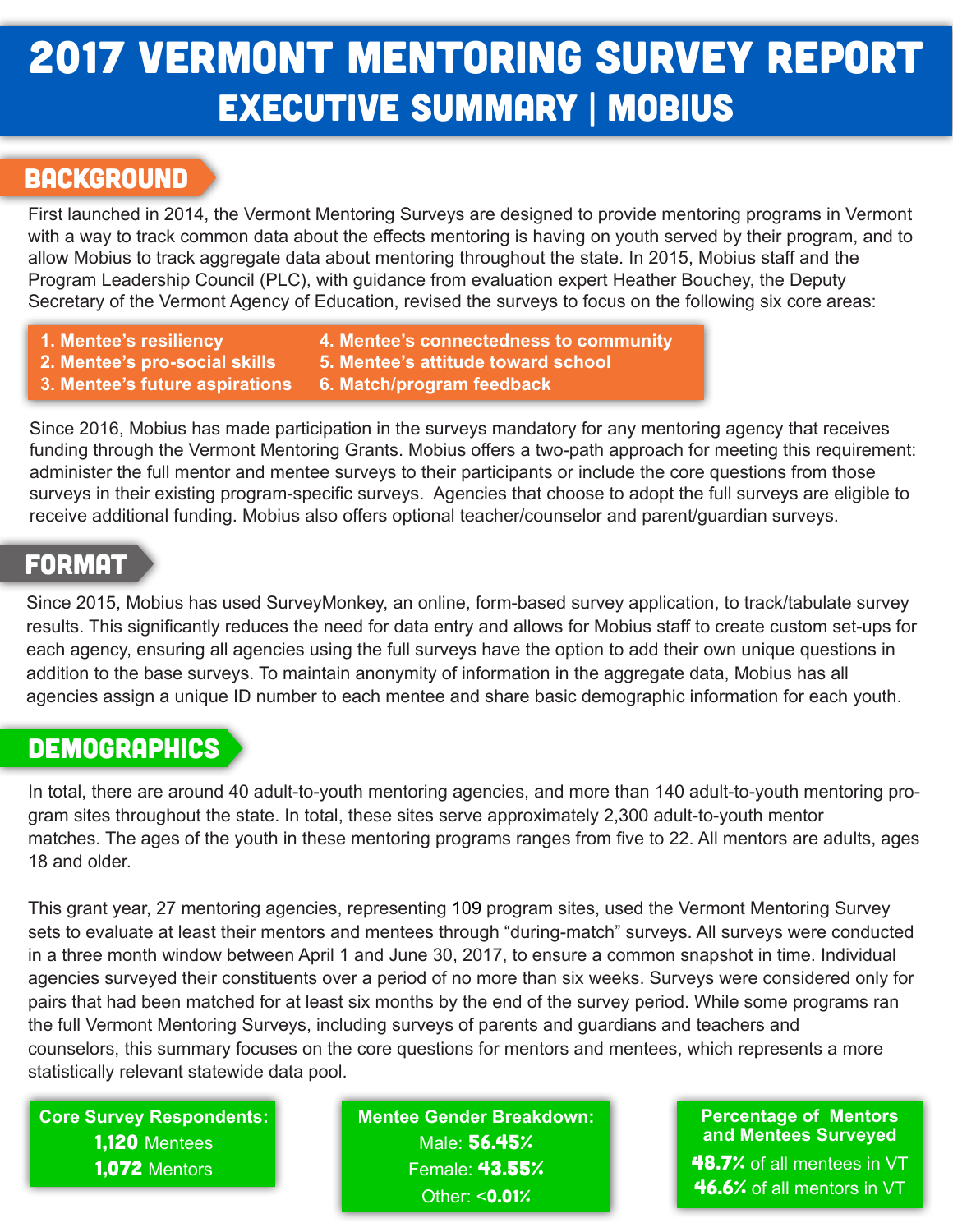# 2017 VERMONT MENTORING SURVEY REPORT
## EXECUTIVE SUMMARY | MOBIUS

## BACKGROUND

First launched in 2014, the Vermont Mentoring Surveys are designed to provide mentoring programs in Vermont with a way to track common data about the effects mentoring is having on youth served by their program, and to allow Mobius to track aggregate data about mentoring throughout the state. In 2015, Mobius staff and the Program Leadership Council (PLC), with guidance from evaluation expert Heather Bouchey, the Deputy Secretary of the Vermont Agency of Education, revised the surveys to focus on the following six core areas:

1. **Mentee's resiliency**
2. **Mentee's pro-social skills**
3. **Mentee's future aspirations**
4. **Mentee's connectedness to community**
5. **Mentee's attitude toward school**
6. **Match/program feedback**

Since 2016, Mobius has made participation in the surveys mandatory for any mentoring agency that receives funding through the Vermont Mentoring Grants. Mobius offers a two-path approach for meeting this requirement: administer the full mentor and mentee surveys to their participants or include the core questions from those surveys in their existing program-specific surveys. Agencies that choose to adopt the full surveys are eligible to receive additional funding. Mobius also offers optional teacher/counselor and parent/guardian surveys.

## FORMAT

Since 2015, Mobius has used SurveyMonkey, an online, form-based survey application, to track/tabulate survey results. This significantly reduces the need for data entry and allows for Mobius staff to create custom set-ups for each agency, ensuring all agencies using the full surveys have the option to add their own unique questions in addition to the base surveys. To maintain anonymity of information in the aggregate data, Mobius has all agencies assign a unique ID number to each mentee and share basic demographic information for each youth.

## DEMOGRAPHICS

In total, there are around 40 adult-to-youth mentoring agencies, and more than 140 adult-to-youth mentoring program sites throughout the state. In total, these sites serve approximately 2,300 adult-to-youth mentor matches. The ages of the youth in these mentoring programs ranges from five to 22. All mentors are adults, ages 18 and older.

This grant year, 27 mentoring agencies, representing 109 program sites, used the Vermont Mentoring Survey sets to evaluate at least their mentors and mentees through "during-match" surveys. All surveys were conducted in a three month window between April 1 and June 30, 2017, to ensure a common snapshot in time. Individual agencies surveyed their constituents over a period of no more than six weeks. Surveys were considered only for pairs that had been matched for at least six months by the end of the survey period. While some programs ran the full Vermont Mentoring Surveys, including surveys of parents and guardians and teachers and counselors, this summary focuses on the core questions for mentors and mentees, which represents a more statistically relevant statewide data pool.

**Core Survey Respondents:**
**1,120** Mentees
**1,072** Mentors

**Mentee Gender Breakdown:**
Male: **56.45%**
Female: **43.55%**
Other: <**0.01%**

**Percentage of Mentors and Mentees Surveyed**
**48.7%** of all mentees in VT
**46.6%** of all mentors in VT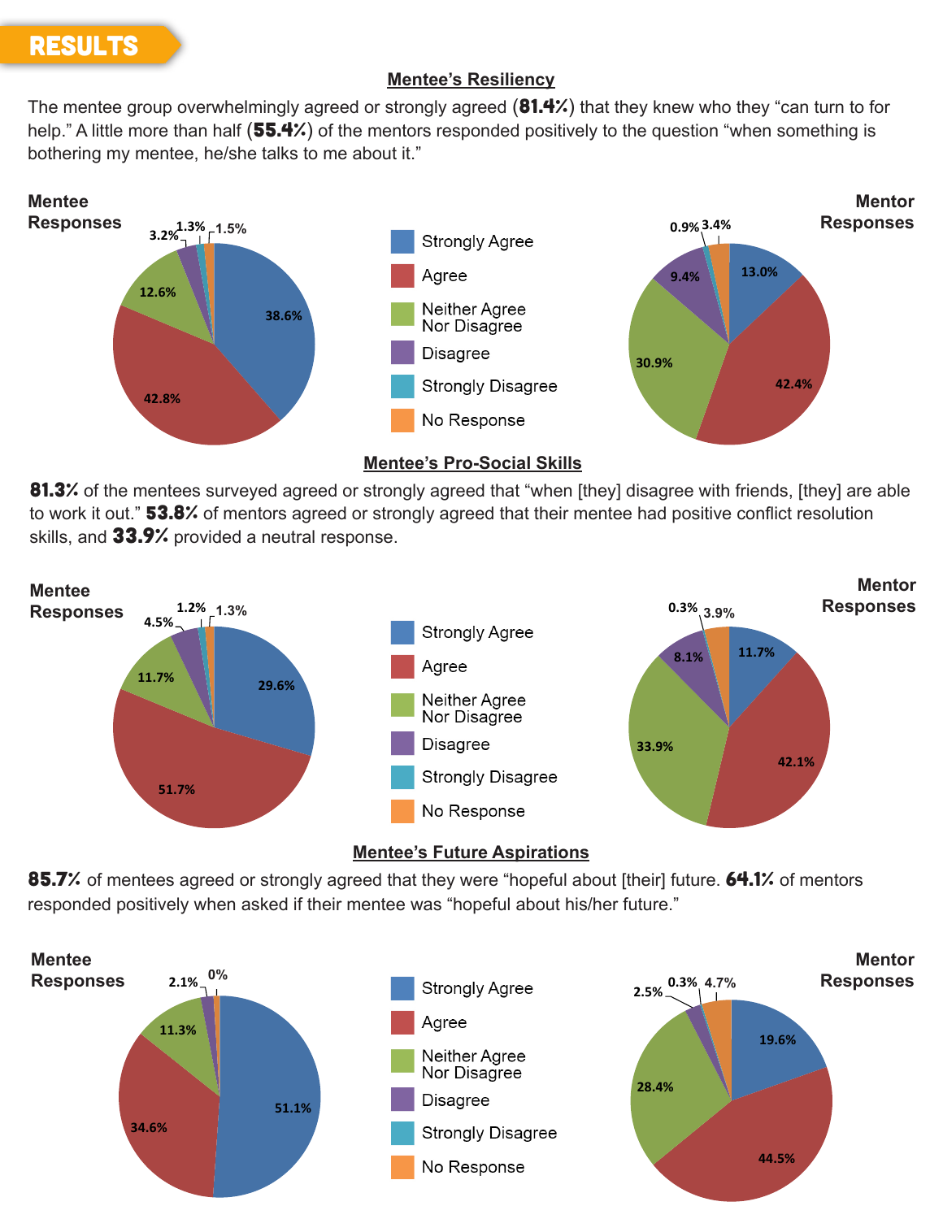## RESULTS

### Mentee's Resiliency

The mentee group overwhelmingly agreed or strongly agreed (**81.4%**) that they knew who they "can turn to for help." A little more than half (**55.4%**) of the mentors responded positively to the question "when something is bothering my mentee, he/she talks to me about it."

| Response | Mentee Responses | Mentor Responses |
|---|---|---|
| Strongly Agree | 38.6% | 13.0% |
| Agree | 42.8% | 42.4% |
| Neither Agree Nor Disagree | 12.6% | 30.9% |
| Disagree | 3.2% | 9.4% |
| Strongly Disagree | 1.3% | 0.9% |
| No Response | 1.5% | 3.4% |

### Mentee's Pro-Social Skills

**81.3%** of the mentees surveyed agreed or strongly agreed that "when [they] disagree with friends, [they] are able to work it out." **53.8%** of mentors agreed or strongly agreed that their mentee had positive conflict resolution skills, and **33.9%** provided a neutral response.

| Response | Mentee Responses | Mentor Responses |
|---|---|---|
| Strongly Agree | 29.6% | 11.7% |
| Agree | 51.7% | 42.1% |
| Neither Agree Nor Disagree | 11.7% | 33.9% |
| Disagree | 4.5% | 8.1% |
| Strongly Disagree | 1.2% | 0.3% |
| No Response | 1.3% | 3.9% |

### Mentee's Future Aspirations

**85.7%** of mentees agreed or strongly agreed that they were "hopeful about [their] future. **64.1%** of mentors responded positively when asked if their mentee was "hopeful about his/her future."

| Response | Mentee Responses | Mentor Responses |
|---|---|---|
| Strongly Agree | 51.1% | 19.6% |
| Agree | 34.6% | 44.5% |
| Neither Agree Nor Disagree | 11.3% | 28.4% |
| Disagree | 2.1% | 2.5% |
| Strongly Disagree | 0% | 0.3% |
| No Response | | 4.7% |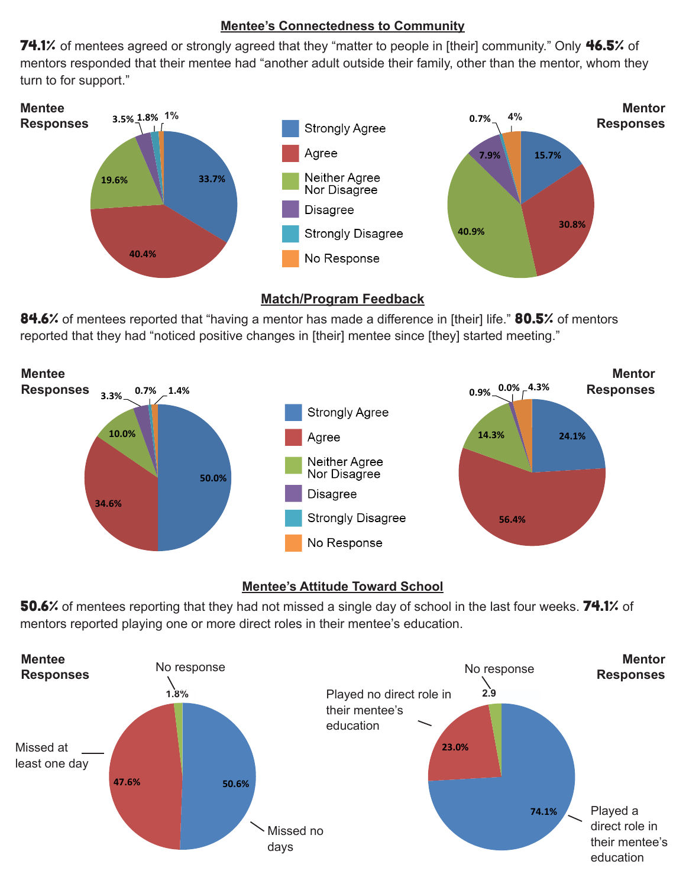## Mentee's Connectedness to Community

**74.1%** of mentees agreed or strongly agreed that they "matter to people in [their] community." Only **46.5%** of mentors responded that their mentee had "another adult outside their family, other than the mentor, whom they turn to for support."

**Mentee Responses**

| Response | Percentage |
| --- | --- |
| Strongly Agree | 33.7% |
| Agree | 40.4% |
| Neither Agree Nor Disagree | 19.6% |
| Disagree | 3.5% |
| Strongly Disagree | 1.8% |
| No Response | 1% |

**Mentor Responses**

| Response | Percentage |
| --- | --- |
| Strongly Agree | 15.7% |
| Agree | 30.8% |
| Neither Agree Nor Disagree | 40.9% |
| Disagree | 7.9% |
| Strongly Disagree | 0.7% |
| No Response | 4% |

## Match/Program Feedback

**84.6%** of mentees reported that "having a mentor has made a difference in [their] life." **80.5%** of mentors reported that they had "noticed positive changes in [their] mentee since [they] started meeting."

**Mentee Responses**

| Response | Percentage |
| --- | --- |
| Strongly Agree | 50.0% |
| Agree | 34.6% |
| Neither Agree Nor Disagree | 10.0% |
| Disagree | 3.3% |
| Strongly Disagree | 0.7% |
| No Response | 1.4% |

**Mentor Responses**

| Response | Percentage |
| --- | --- |
| Strongly Agree | 24.1% |
| Agree | 56.4% |
| Neither Agree Nor Disagree | 14.3% |
| Disagree | 0.9% |
| Strongly Disagree | 0.0% |
| No Response | 4.3% |

## Mentee's Attitude Toward School

**50.6%** of mentees reporting that they had not missed a single day of school in the last four weeks. **74.1%** of mentors reported playing one or more direct roles in their mentee's education.

**Mentee Responses**

| Response | Percentage |
| --- | --- |
| Missed no days | 50.6% |
| Missed at least one day | 47.6% |
| No response | 1.8% |

**Mentor Responses**

| Response | Percentage |
| --- | --- |
| Played a direct role in their mentee's education | 74.1% |
| Played no direct role in their mentee's education | 23.0% |
| No response | 2.9 |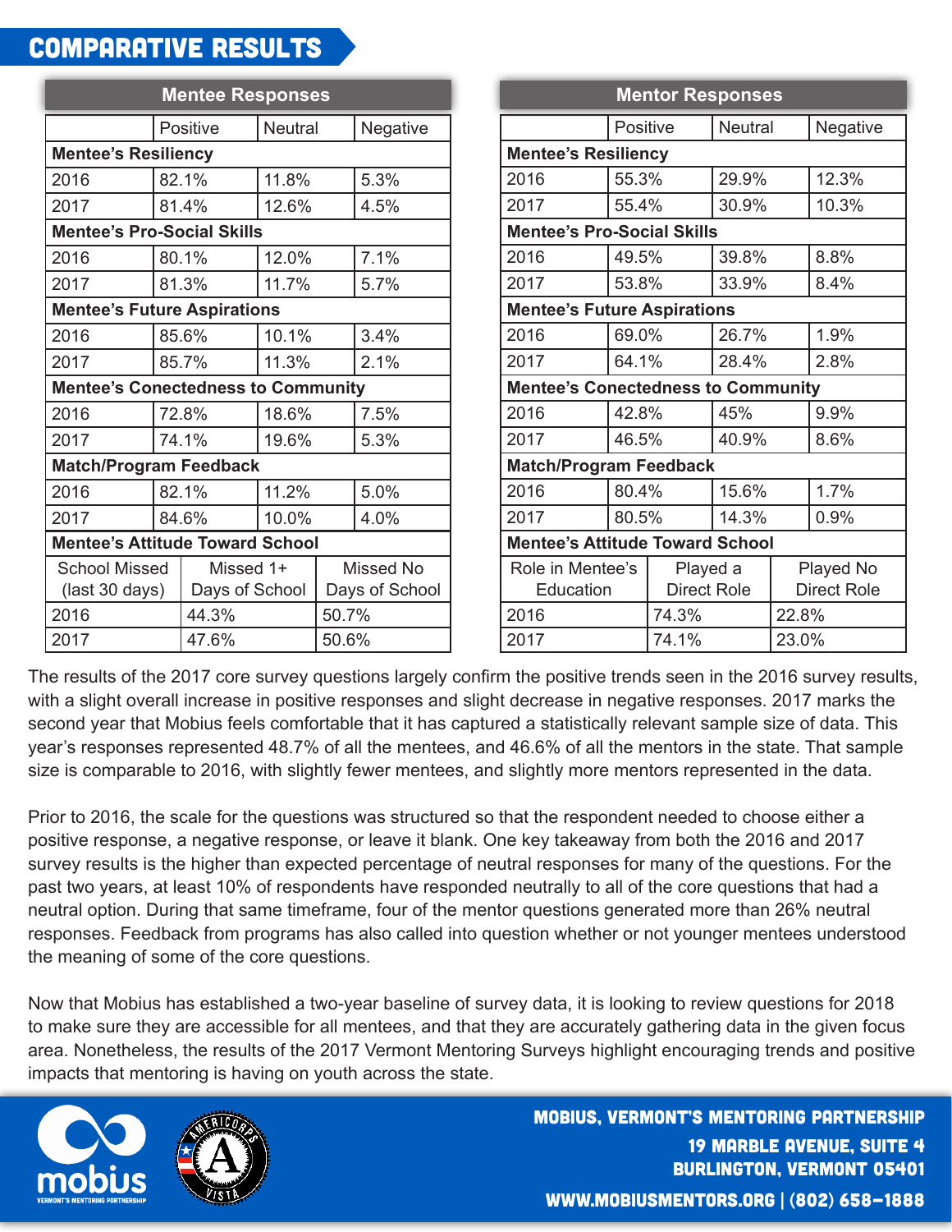## COMPARATIVE RESULTS

| Mentee Responses | | | |
|---|---|---|---|
| | Positive | Neutral | Negative |
| **Mentee's Resiliency** | | | |
| 2016 | 82.1% | 11.8% | 5.3% |
| 2017 | 81.4% | 12.6% | 4.5% |
| **Mentee's Pro-Social Skills** | | | |
| 2016 | 80.1% | 12.0% | 7.1% |
| 2017 | 81.3% | 11.7% | 5.7% |
| **Mentee's Future Aspirations** | | | |
| 2016 | 85.6% | 10.1% | 3.4% |
| 2017 | 85.7% | 11.3% | 2.1% |
| **Mentee's Conectedness to Community** | | | |
| 2016 | 72.8% | 18.6% | 7.5% |
| 2017 | 74.1% | 19.6% | 5.3% |
| **Match/Program Feedback** | | | |
| 2016 | 82.1% | 11.2% | 5.0% |
| 2017 | 84.6% | 10.0% | 4.0% |
| **Mentee's Attitude Toward School** | | | |
| School Missed (last 30 days) | Missed 1+ Days of School | Missed No Days of School | |
| 2016 | 44.3% | 50.7% | |
| 2017 | 47.6% | 50.6% | |

| Mentor Responses | | | |
|---|---|---|---|
| | Positive | Neutral | Negative |
| **Mentee's Resiliency** | | | |
| 2016 | 55.3% | 29.9% | 12.3% |
| 2017 | 55.4% | 30.9% | 10.3% |
| **Mentee's Pro-Social Skills** | | | |
| 2016 | 49.5% | 39.8% | 8.8% |
| 2017 | 53.8% | 33.9% | 8.4% |
| **Mentee's Future Aspirations** | | | |
| 2016 | 69.0% | 26.7% | 1.9% |
| 2017 | 64.1% | 28.4% | 2.8% |
| **Mentee's Conectedness to Community** | | | |
| 2016 | 42.8% | 45% | 9.9% |
| 2017 | 46.5% | 40.9% | 8.6% |
| **Match/Program Feedback** | | | |
| 2016 | 80.4% | 15.6% | 1.7% |
| 2017 | 80.5% | 14.3% | 0.9% |
| **Mentee's Attitude Toward School** | | | |
| Role in Mentee's Education | Played a Direct Role | Played No Direct Role | |
| 2016 | 74.3% | 22.8% | |
| 2017 | 74.1% | 23.0% | |

The results of the 2017 core survey questions largely confirm the positive trends seen in the 2016 survey results, with a slight overall increase in positive responses and slight decrease in negative responses. 2017 marks the second year that Mobius feels comfortable that it has captured a statistically relevant sample size of data. This year's responses represented 48.7% of all the mentees, and 46.6% of all the mentors in the state. That sample size is comparable to 2016, with slightly fewer mentees, and slightly more mentors represented in the data.

Prior to 2016, the scale for the questions was structured so that the respondent needed to choose either a positive response, a negative response, or leave it blank. One key takeaway from both the 2016 and 2017 survey results is the higher than expected percentage of neutral responses for many of the questions. For the past two years, at least 10% of respondents have responded neutrally to all of the core questions that had a neutral option. During that same timeframe, four of the mentor questions generated more than 26% neutral responses. Feedback from programs has also called into question whether or not younger mentees understood the meaning of some of the core questions.

Now that Mobius has established a two-year baseline of survey data, it is looking to review questions for 2018 to make sure they are accessible for all mentees, and that they are accurately gathering data in the given focus area. Nonetheless, the results of the 2017 Vermont Mentoring Surveys highlight encouraging trends and positive impacts that mentoring is having on youth across the state.

**MOBIUS, VERMONT'S MENTORING PARTNERSHIP**
**19 MARBLE AVENUE, SUITE 4**
**BURLINGTON, VERMONT 05401**
**WWW.MOBIUSMENTORS.ORG | (802) 658-1888**